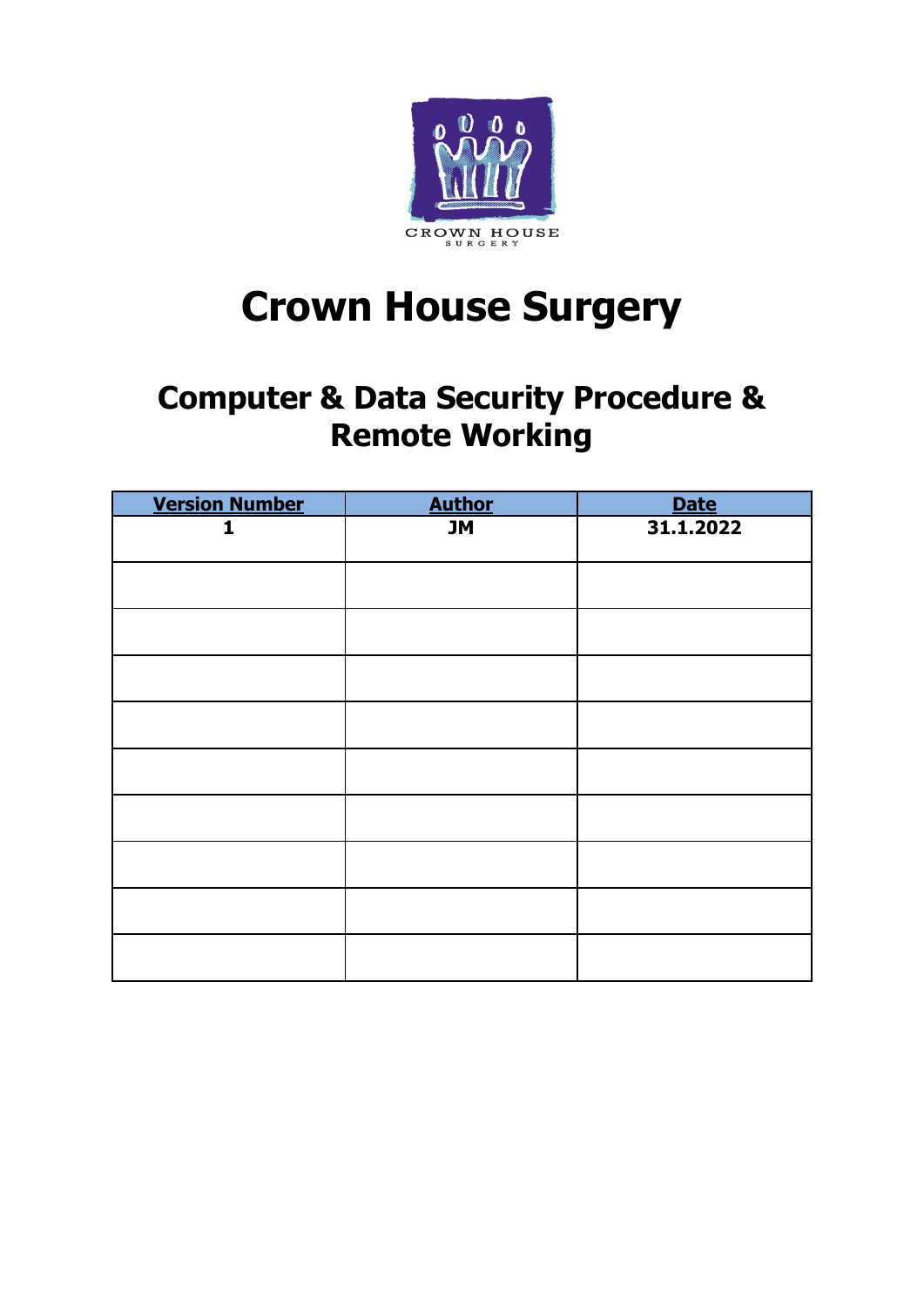CROWN HOUSE SURGERY

# Crown House Surgery

## Computer & Data Security Procedure & Remote Working

| Version Number | Author | Date |
|---|---|---|
| 1 | JM | 31.1.2022 |
| | | |
| | | |
| | | |
| | | |
| | | |
| | | |
| | | |
| | | |
| | | |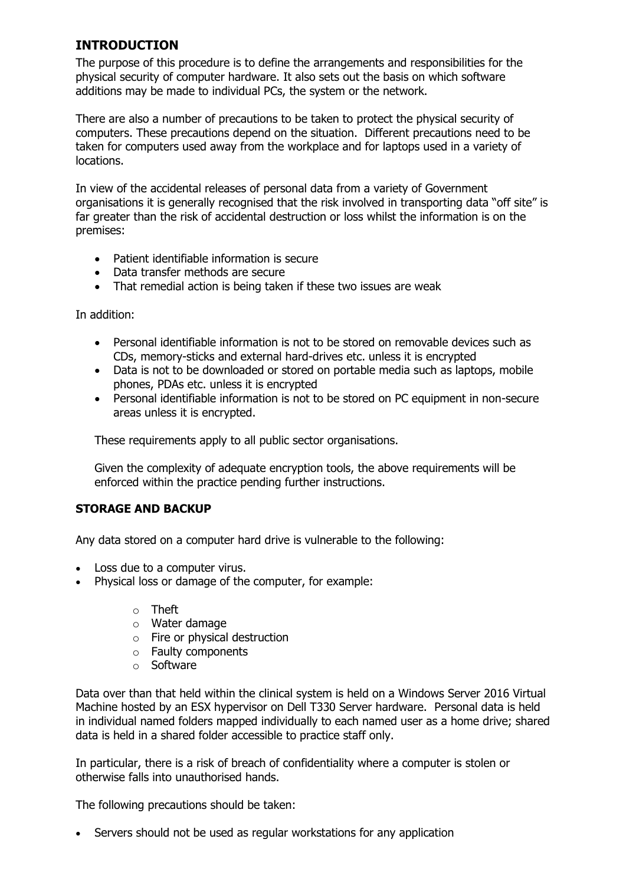## INTRODUCTION

The purpose of this procedure is to define the arrangements and responsibilities for the physical security of computer hardware. It also sets out the basis on which software additions may be made to individual PCs, the system or the network.

There are also a number of precautions to be taken to protect the physical security of computers. These precautions depend on the situation. Different precautions need to be taken for computers used away from the workplace and for laptops used in a variety of locations.

In view of the accidental releases of personal data from a variety of Government organisations it is generally recognised that the risk involved in transporting data "off site" is far greater than the risk of accidental destruction or loss whilst the information is on the premises:

- Patient identifiable information is secure
- Data transfer methods are secure
- That remedial action is being taken if these two issues are weak

In addition:

- Personal identifiable information is not to be stored on removable devices such as CDs, memory-sticks and external hard-drives etc. unless it is encrypted
- Data is not to be downloaded or stored on portable media such as laptops, mobile phones, PDAs etc. unless it is encrypted
- Personal identifiable information is not to be stored on PC equipment in non-secure areas unless it is encrypted.

These requirements apply to all public sector organisations.

Given the complexity of adequate encryption tools, the above requirements will be enforced within the practice pending further instructions.

### STORAGE AND BACKUP

Any data stored on a computer hard drive is vulnerable to the following:

- Loss due to a computer virus.
- Physical loss or damage of the computer, for example:
  - Theft
  - Water damage
  - Fire or physical destruction
  - Faulty components
  - Software

Data over than that held within the clinical system is held on a Windows Server 2016 Virtual Machine hosted by an ESX hypervisor on Dell T330 Server hardware. Personal data is held in individual named folders mapped individually to each named user as a home drive; shared data is held in a shared folder accessible to practice staff only.

In particular, there is a risk of breach of confidentiality where a computer is stolen or otherwise falls into unauthorised hands.

The following precautions should be taken:

- Servers should not be used as regular workstations for any application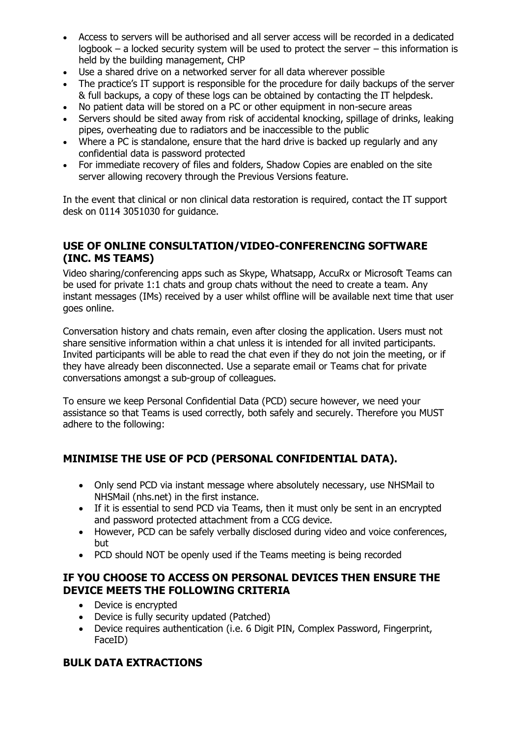- Access to servers will be authorised and all server access will be recorded in a dedicated logbook – a locked security system will be used to protect the server – this information is held by the building management, CHP
- Use a shared drive on a networked server for all data wherever possible
- The practice's IT support is responsible for the procedure for daily backups of the server & full backups, a copy of these logs can be obtained by contacting the IT helpdesk.
- No patient data will be stored on a PC or other equipment in non-secure areas
- Servers should be sited away from risk of accidental knocking, spillage of drinks, leaking pipes, overheating due to radiators and be inaccessible to the public
- Where a PC is standalone, ensure that the hard drive is backed up regularly and any confidential data is password protected
- For immediate recovery of files and folders, Shadow Copies are enabled on the site server allowing recovery through the Previous Versions feature.

In the event that clinical or non clinical data restoration is required, contact the IT support desk on 0114 3051030 for guidance.

## USE OF ONLINE CONSULTATION/VIDEO-CONFERENCING SOFTWARE (INC. MS TEAMS)

Video sharing/conferencing apps such as Skype, Whatsapp, AccuRx or Microsoft Teams can be used for private 1:1 chats and group chats without the need to create a team. Any instant messages (IMs) received by a user whilst offline will be available next time that user goes online.

Conversation history and chats remain, even after closing the application. Users must not share sensitive information within a chat unless it is intended for all invited participants. Invited participants will be able to read the chat even if they do not join the meeting, or if they have already been disconnected. Use a separate email or Teams chat for private conversations amongst a sub-group of colleagues.

To ensure we keep Personal Confidential Data (PCD) secure however, we need your assistance so that Teams is used correctly, both safely and securely. Therefore you MUST adhere to the following:

## MINIMISE THE USE OF PCD (PERSONAL CONFIDENTIAL DATA).

- Only send PCD via instant message where absolutely necessary, use NHSMail to NHSMail (nhs.net) in the first instance.
- If it is essential to send PCD via Teams, then it must only be sent in an encrypted and password protected attachment from a CCG device.
- However, PCD can be safely verbally disclosed during video and voice conferences, but
- PCD should NOT be openly used if the Teams meeting is being recorded

## IF YOU CHOOSE TO ACCESS ON PERSONAL DEVICES THEN ENSURE THE DEVICE MEETS THE FOLLOWING CRITERIA

- Device is encrypted
- Device is fully security updated (Patched)
- Device requires authentication (i.e. 6 Digit PIN, Complex Password, Fingerprint, FaceID)

## BULK DATA EXTRACTIONS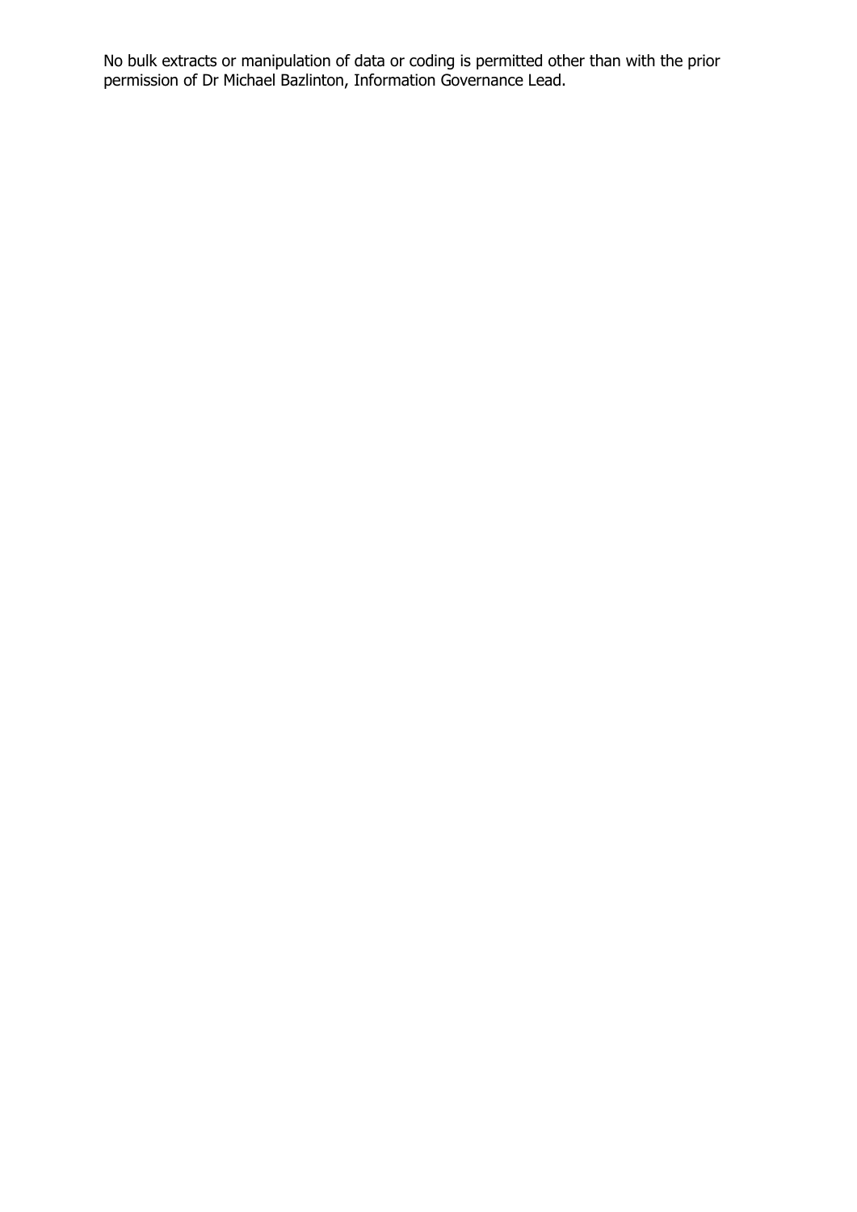No bulk extracts or manipulation of data or coding is permitted other than with the prior permission of Dr Michael Bazlinton, Information Governance Lead.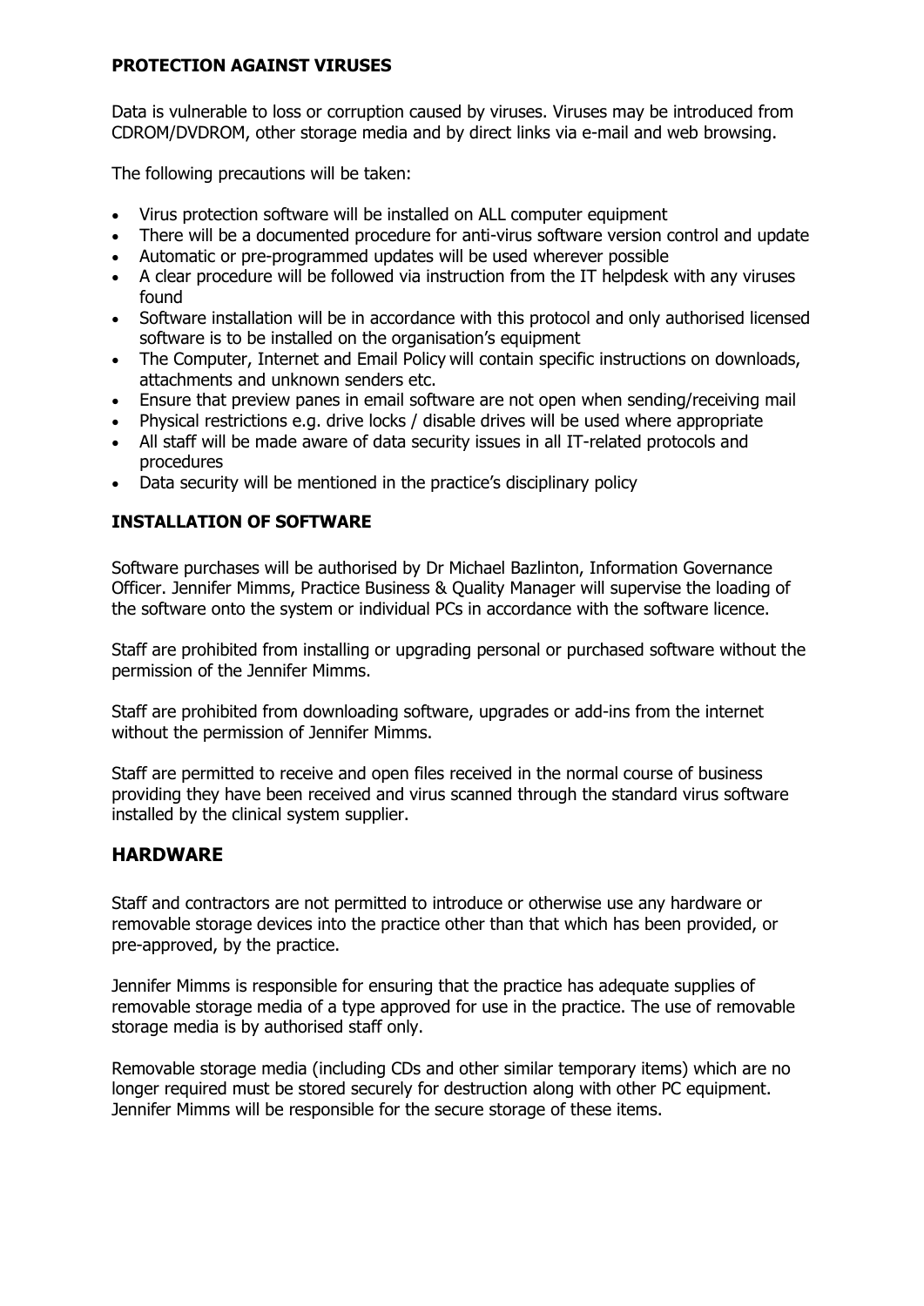## PROTECTION AGAINST VIRUSES

Data is vulnerable to loss or corruption caused by viruses. Viruses may be introduced from CDROM/DVDROM, other storage media and by direct links via e-mail and web browsing.

The following precautions will be taken:

- Virus protection software will be installed on ALL computer equipment
- There will be a documented procedure for anti-virus software version control and update
- Automatic or pre-programmed updates will be used wherever possible
- A clear procedure will be followed via instruction from the IT helpdesk with any viruses found
- Software installation will be in accordance with this protocol and only authorised licensed software is to be installed on the organisation's equipment
- The Computer, Internet and Email Policy will contain specific instructions on downloads, attachments and unknown senders etc.
- Ensure that preview panes in email software are not open when sending/receiving mail
- Physical restrictions e.g. drive locks / disable drives will be used where appropriate
- All staff will be made aware of data security issues in all IT-related protocols and procedures
- Data security will be mentioned in the practice's disciplinary policy

## INSTALLATION OF SOFTWARE

Software purchases will be authorised by Dr Michael Bazlinton, Information Governance Officer. Jennifer Mimms, Practice Business & Quality Manager will supervise the loading of the software onto the system or individual PCs in accordance with the software licence.

Staff are prohibited from installing or upgrading personal or purchased software without the permission of the Jennifer Mimms.

Staff are prohibited from downloading software, upgrades or add-ins from the internet without the permission of Jennifer Mimms.

Staff are permitted to receive and open files received in the normal course of business providing they have been received and virus scanned through the standard virus software installed by the clinical system supplier.

## HARDWARE

Staff and contractors are not permitted to introduce or otherwise use any hardware or removable storage devices into the practice other than that which has been provided, or pre-approved, by the practice.

Jennifer Mimms is responsible for ensuring that the practice has adequate supplies of removable storage media of a type approved for use in the practice. The use of removable storage media is by authorised staff only.

Removable storage media (including CDs and other similar temporary items) which are no longer required must be stored securely for destruction along with other PC equipment. Jennifer Mimms will be responsible for the secure storage of these items.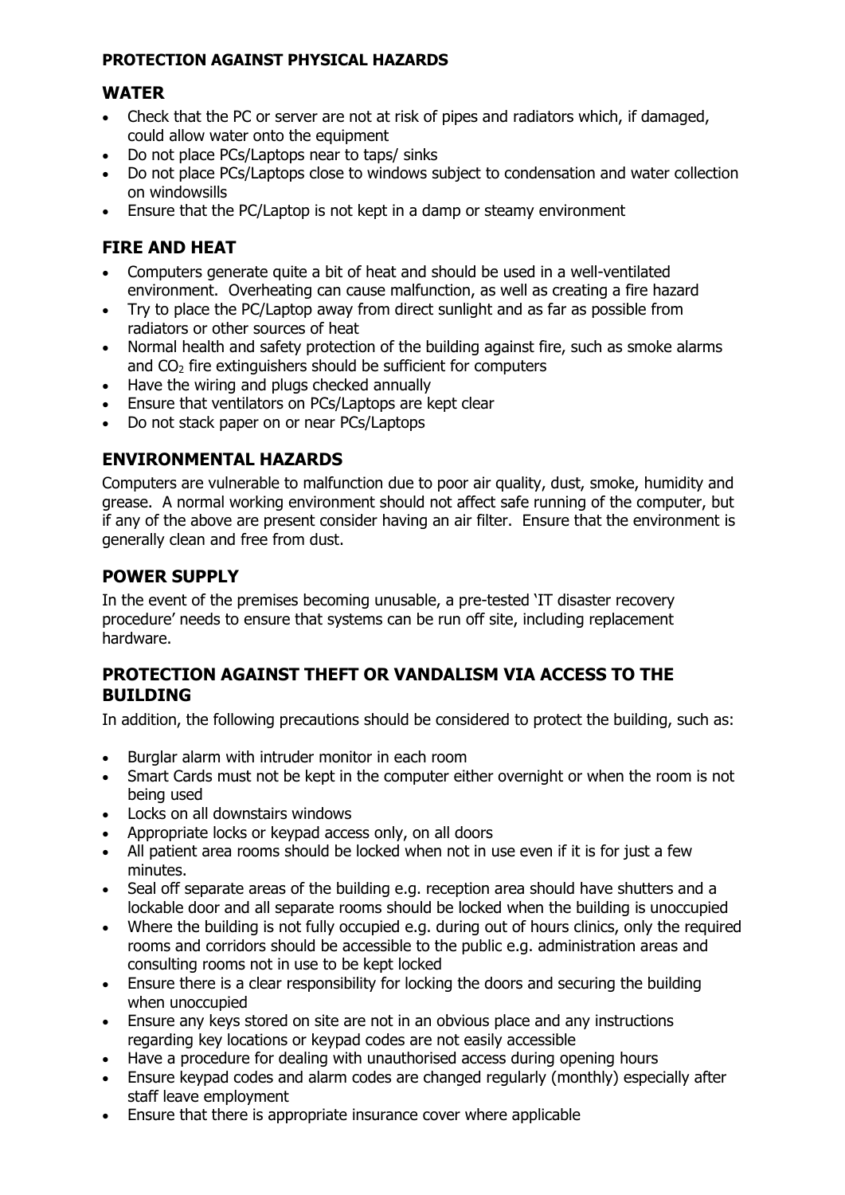**PROTECTION AGAINST PHYSICAL HAZARDS**

## WATER

- Check that the PC or server are not at risk of pipes and radiators which, if damaged, could allow water onto the equipment
- Do not place PCs/Laptops near to taps/ sinks
- Do not place PCs/Laptops close to windows subject to condensation and water collection on windowsills
- Ensure that the PC/Laptop is not kept in a damp or steamy environment

## FIRE AND HEAT

- Computers generate quite a bit of heat and should be used in a well-ventilated environment. Overheating can cause malfunction, as well as creating a fire hazard
- Try to place the PC/Laptop away from direct sunlight and as far as possible from radiators or other sources of heat
- Normal health and safety protection of the building against fire, such as smoke alarms and $CO_2$ fire extinguishers should be sufficient for computers
- Have the wiring and plugs checked annually
- Ensure that ventilators on PCs/Laptops are kept clear
- Do not stack paper on or near PCs/Laptops

## ENVIRONMENTAL HAZARDS

Computers are vulnerable to malfunction due to poor air quality, dust, smoke, humidity and grease. A normal working environment should not affect safe running of the computer, but if any of the above are present consider having an air filter. Ensure that the environment is generally clean and free from dust.

## POWER SUPPLY

In the event of the premises becoming unusable, a pre-tested 'IT disaster recovery procedure' needs to ensure that systems can be run off site, including replacement hardware.

## PROTECTION AGAINST THEFT OR VANDALISM VIA ACCESS TO THE BUILDING

In addition, the following precautions should be considered to protect the building, such as:

- Burglar alarm with intruder monitor in each room
- Smart Cards must not be kept in the computer either overnight or when the room is not being used
- Locks on all downstairs windows
- Appropriate locks or keypad access only, on all doors
- All patient area rooms should be locked when not in use even if it is for just a few minutes.
- Seal off separate areas of the building e.g. reception area should have shutters and a lockable door and all separate rooms should be locked when the building is unoccupied
- Where the building is not fully occupied e.g. during out of hours clinics, only the required rooms and corridors should be accessible to the public e.g. administration areas and consulting rooms not in use to be kept locked
- Ensure there is a clear responsibility for locking the doors and securing the building when unoccupied
- Ensure any keys stored on site are not in an obvious place and any instructions regarding key locations or keypad codes are not easily accessible
- Have a procedure for dealing with unauthorised access during opening hours
- Ensure keypad codes and alarm codes are changed regularly (monthly) especially after staff leave employment
- Ensure that there is appropriate insurance cover where applicable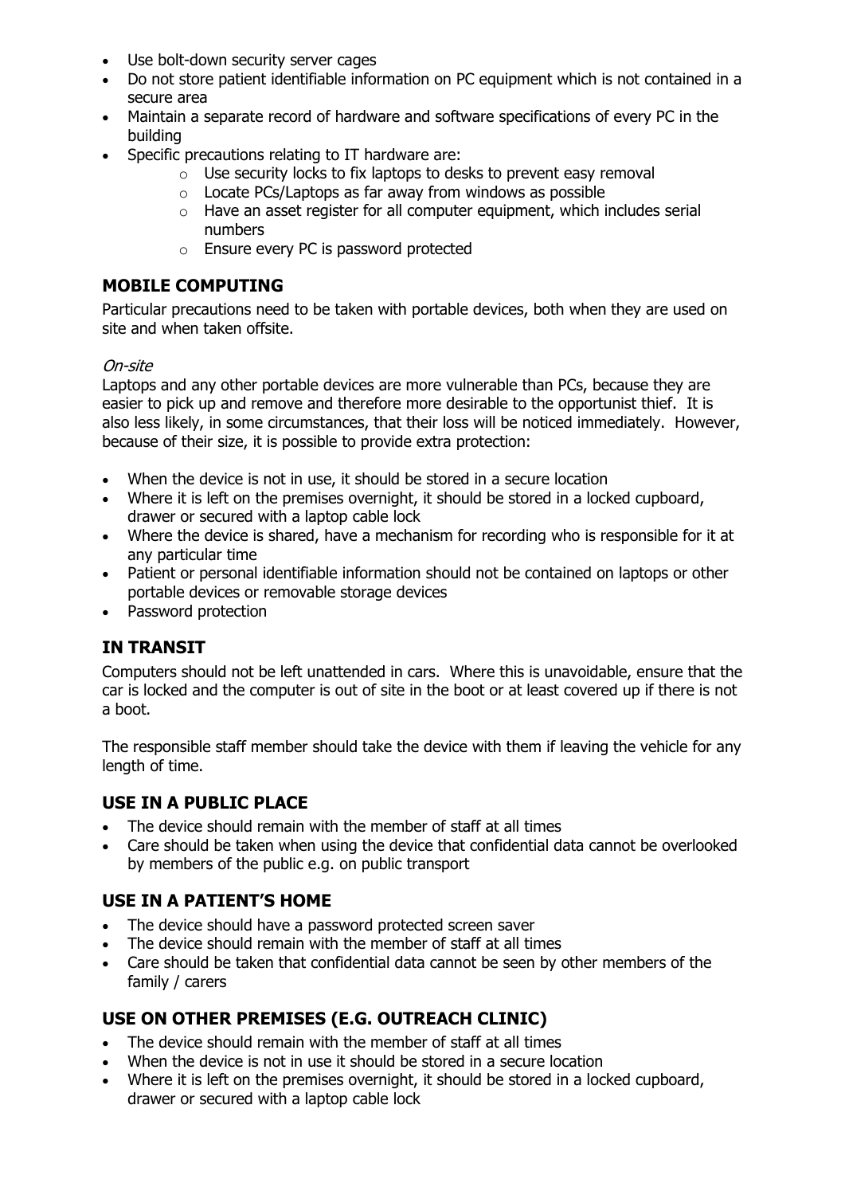- Use bolt-down security server cages
- Do not store patient identifiable information on PC equipment which is not contained in a secure area
- Maintain a separate record of hardware and software specifications of every PC in the building
- Specific precautions relating to IT hardware are:
    - Use security locks to fix laptops to desks to prevent easy removal
    - Locate PCs/Laptops as far away from windows as possible
    - Have an asset register for all computer equipment, which includes serial numbers
    - Ensure every PC is password protected

## MOBILE COMPUTING

Particular precautions need to be taken with portable devices, both when they are used on site and when taken offsite.

*On-site*

Laptops and any other portable devices are more vulnerable than PCs, because they are easier to pick up and remove and therefore more desirable to the opportunist thief. It is also less likely, in some circumstances, that their loss will be noticed immediately. However, because of their size, it is possible to provide extra protection:

- When the device is not in use, it should be stored in a secure location
- Where it is left on the premises overnight, it should be stored in a locked cupboard, drawer or secured with a laptop cable lock
- Where the device is shared, have a mechanism for recording who is responsible for it at any particular time
- Patient or personal identifiable information should not be contained on laptops or other portable devices or removable storage devices
- Password protection

## IN TRANSIT

Computers should not be left unattended in cars. Where this is unavoidable, ensure that the car is locked and the computer is out of site in the boot or at least covered up if there is not a boot.

The responsible staff member should take the device with them if leaving the vehicle for any length of time.

## USE IN A PUBLIC PLACE

- The device should remain with the member of staff at all times
- Care should be taken when using the device that confidential data cannot be overlooked by members of the public e.g. on public transport

## USE IN A PATIENT'S HOME

- The device should have a password protected screen saver
- The device should remain with the member of staff at all times
- Care should be taken that confidential data cannot be seen by other members of the family / carers

## USE ON OTHER PREMISES (E.G. OUTREACH CLINIC)

- The device should remain with the member of staff at all times
- When the device is not in use it should be stored in a secure location
- Where it is left on the premises overnight, it should be stored in a locked cupboard, drawer or secured with a laptop cable lock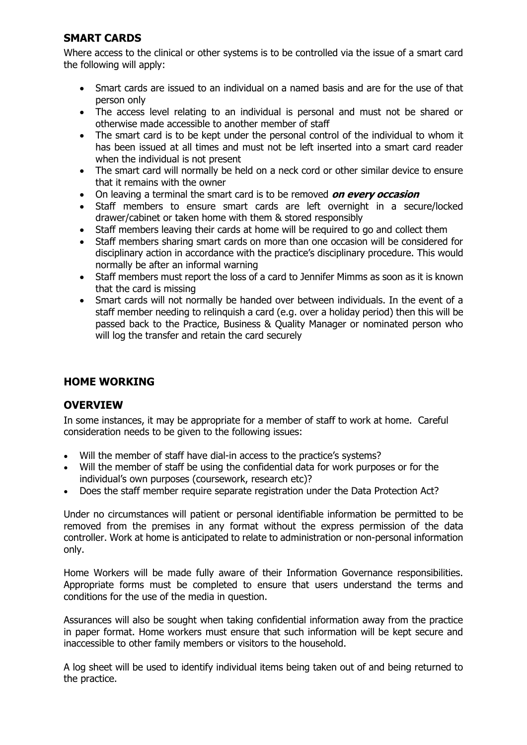## SMART CARDS

Where access to the clinical or other systems is to be controlled via the issue of a smart card the following will apply:

- Smart cards are issued to an individual on a named basis and are for the use of that person only
- The access level relating to an individual is personal and must not be shared or otherwise made accessible to another member of staff
- The smart card is to be kept under the personal control of the individual to whom it has been issued at all times and must not be left inserted into a smart card reader when the individual is not present
- The smart card will normally be held on a neck cord or other similar device to ensure that it remains with the owner
- On leaving a terminal the smart card is to be removed ***on every occasion***
- Staff members to ensure smart cards are left overnight in a secure/locked drawer/cabinet or taken home with them & stored responsibly
- Staff members leaving their cards at home will be required to go and collect them
- Staff members sharing smart cards on more than one occasion will be considered for disciplinary action in accordance with the practice's disciplinary procedure. This would normally be after an informal warning
- Staff members must report the loss of a card to Jennifer Mimms as soon as it is known that the card is missing
- Smart cards will not normally be handed over between individuals. In the event of a staff member needing to relinquish a card (e.g. over a holiday period) then this will be passed back to the Practice, Business & Quality Manager or nominated person who will log the transfer and retain the card securely

## HOME WORKING

## OVERVIEW

In some instances, it may be appropriate for a member of staff to work at home. Careful consideration needs to be given to the following issues:

- Will the member of staff have dial-in access to the practice's systems?
- Will the member of staff be using the confidential data for work purposes or for the individual's own purposes (coursework, research etc)?
- Does the staff member require separate registration under the Data Protection Act?

Under no circumstances will patient or personal identifiable information be permitted to be removed from the premises in any format without the express permission of the data controller. Work at home is anticipated to relate to administration or non-personal information only.

Home Workers will be made fully aware of their Information Governance responsibilities. Appropriate forms must be completed to ensure that users understand the terms and conditions for the use of the media in question.

Assurances will also be sought when taking confidential information away from the practice in paper format. Home workers must ensure that such information will be kept secure and inaccessible to other family members or visitors to the household.

A log sheet will be used to identify individual items being taken out of and being returned to the practice.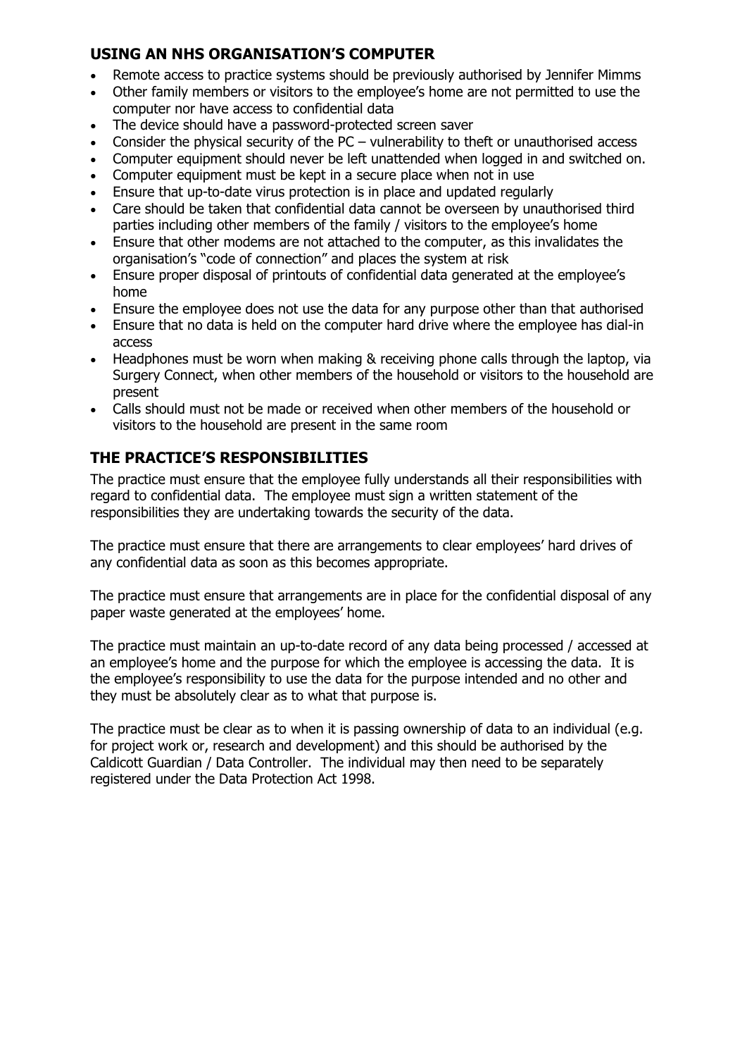## USING AN NHS ORGANISATION'S COMPUTER

- Remote access to practice systems should be previously authorised by Jennifer Mimms
- Other family members or visitors to the employee's home are not permitted to use the computer nor have access to confidential data
- The device should have a password-protected screen saver
- Consider the physical security of the PC – vulnerability to theft or unauthorised access
- Computer equipment should never be left unattended when logged in and switched on.
- Computer equipment must be kept in a secure place when not in use
- Ensure that up-to-date virus protection is in place and updated regularly
- Care should be taken that confidential data cannot be overseen by unauthorised third parties including other members of the family / visitors to the employee's home
- Ensure that other modems are not attached to the computer, as this invalidates the organisation's "code of connection" and places the system at risk
- Ensure proper disposal of printouts of confidential data generated at the employee's home
- Ensure the employee does not use the data for any purpose other than that authorised
- Ensure that no data is held on the computer hard drive where the employee has dial-in access
- Headphones must be worn when making & receiving phone calls through the laptop, via Surgery Connect, when other members of the household or visitors to the household are present
- Calls should must not be made or received when other members of the household or visitors to the household are present in the same room

## THE PRACTICE'S RESPONSIBILITIES

The practice must ensure that the employee fully understands all their responsibilities with regard to confidential data. The employee must sign a written statement of the responsibilities they are undertaking towards the security of the data.

The practice must ensure that there are arrangements to clear employees' hard drives of any confidential data as soon as this becomes appropriate.

The practice must ensure that arrangements are in place for the confidential disposal of any paper waste generated at the employees' home.

The practice must maintain an up-to-date record of any data being processed / accessed at an employee's home and the purpose for which the employee is accessing the data. It is the employee's responsibility to use the data for the purpose intended and no other and they must be absolutely clear as to what that purpose is.

The practice must be clear as to when it is passing ownership of data to an individual (e.g. for project work or, research and development) and this should be authorised by the Caldicott Guardian / Data Controller. The individual may then need to be separately registered under the Data Protection Act 1998.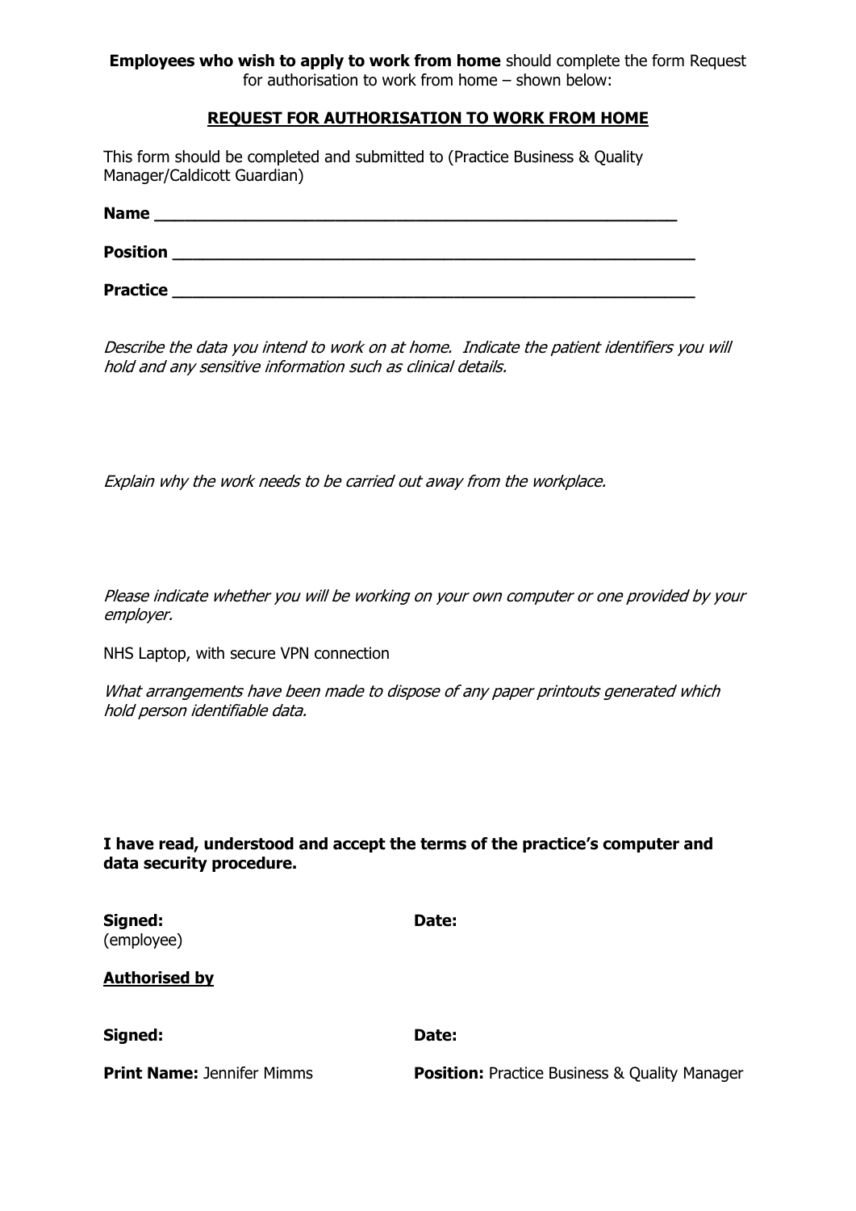**Employees who wish to apply to work from home** should complete the form Request for authorisation to work from home – shown below:

## REQUEST FOR AUTHORISATION TO WORK FROM HOME

This form should be completed and submitted to (Practice Business & Quality Manager/Caldicott Guardian)

**Name** \_\_\_\_\_\_\_\_\_\_\_\_\_\_\_\_\_\_\_\_\_\_\_\_\_\_\_\_\_\_\_\_\_\_\_\_\_\_\_\_\_\_\_\_\_\_\_\_\_\_\_\_

**Position** \_\_\_\_\_\_\_\_\_\_\_\_\_\_\_\_\_\_\_\_\_\_\_\_\_\_\_\_\_\_\_\_\_\_\_\_\_\_\_\_\_\_\_\_\_\_\_\_\_\_\_\_

**Practice** \_\_\_\_\_\_\_\_\_\_\_\_\_\_\_\_\_\_\_\_\_\_\_\_\_\_\_\_\_\_\_\_\_\_\_\_\_\_\_\_\_\_\_\_\_\_\_\_\_\_\_\_

*Describe the data you intend to work on at home. Indicate the patient identifiers you will hold and any sensitive information such as clinical details.*

*Explain why the work needs to be carried out away from the workplace.*

*Please indicate whether you will be working on your own computer or one provided by your employer.*

NHS Laptop, with secure VPN connection

*What arrangements have been made to dispose of any paper printouts generated which hold person identifiable data.*

**I have read, understood and accept the terms of the practice's computer and data security procedure.**

**Signed:** (employee) **Date:**

**Authorised by**

**Signed:** **Date:**

**Print Name:** Jennifer Mimms **Position:** Practice Business & Quality Manager